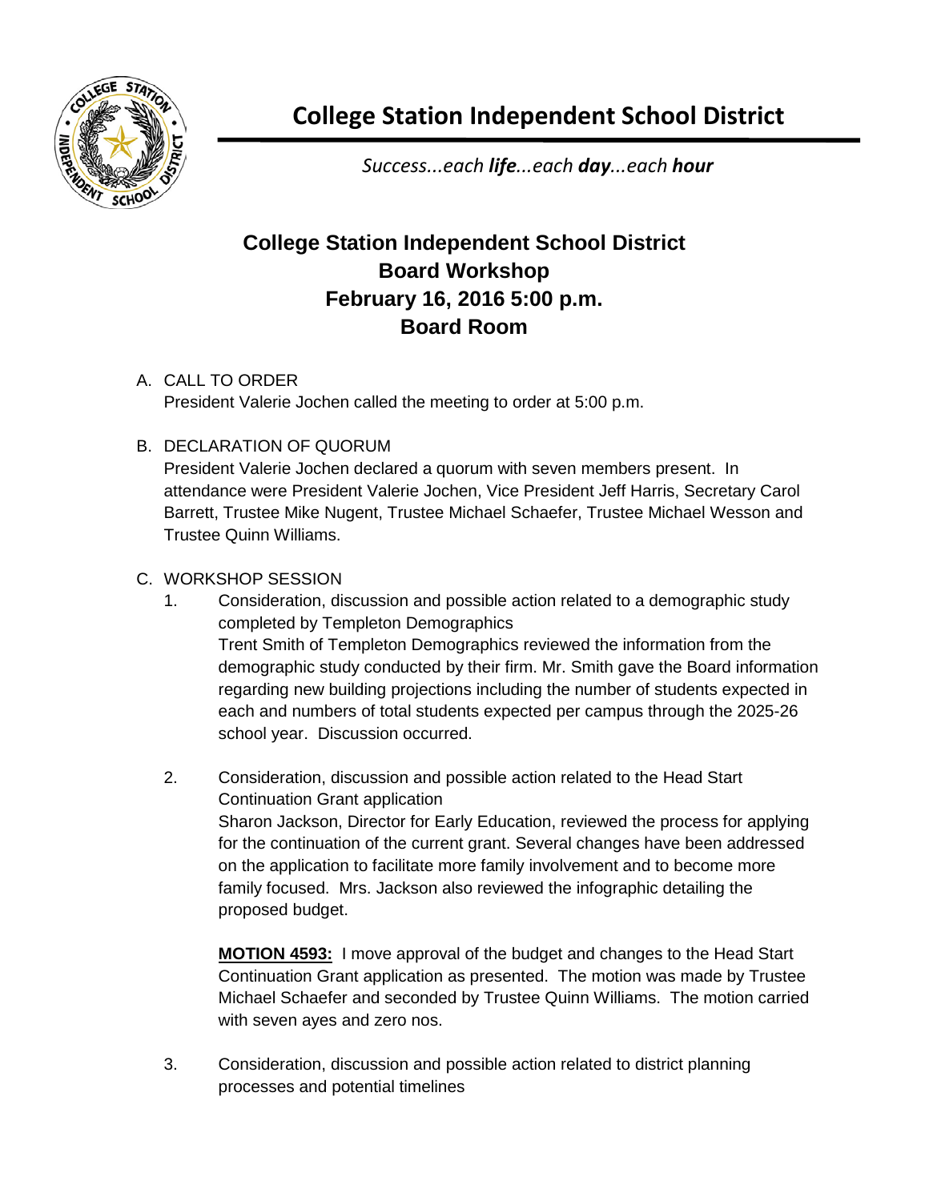# College Station Independent School District

*Success...each **life**...each **day**...each **hour***

## College Station Independent School District
## Board Workshop
## February 16, 2016 5:00 p.m.
## Board Room

A. CALL TO ORDER

President Valerie Jochen called the meeting to order at 5:00 p.m.

B. DECLARATION OF QUORUM

President Valerie Jochen declared a quorum with seven members present. In attendance were President Valerie Jochen, Vice President Jeff Harris, Secretary Carol Barrett, Trustee Mike Nugent, Trustee Michael Schaefer, Trustee Michael Wesson and Trustee Quinn Williams.

C. WORKSHOP SESSION

1. Consideration, discussion and possible action related to a demographic study completed by Templeton Demographics

   Trent Smith of Templeton Demographics reviewed the information from the demographic study conducted by their firm. Mr. Smith gave the Board information regarding new building projections including the number of students expected in each and numbers of total students expected per campus through the 2025-26 school year. Discussion occurred.

2. Consideration, discussion and possible action related to the Head Start Continuation Grant application

   Sharon Jackson, Director for Early Education, reviewed the process for applying for the continuation of the current grant. Several changes have been addressed on the application to facilitate more family involvement and to become more family focused. Mrs. Jackson also reviewed the infographic detailing the proposed budget.

   **MOTION 4593:** I move approval of the budget and changes to the Head Start Continuation Grant application as presented. The motion was made by Trustee Michael Schaefer and seconded by Trustee Quinn Williams. The motion carried with seven ayes and zero nos.

3. Consideration, discussion and possible action related to district planning processes and potential timelines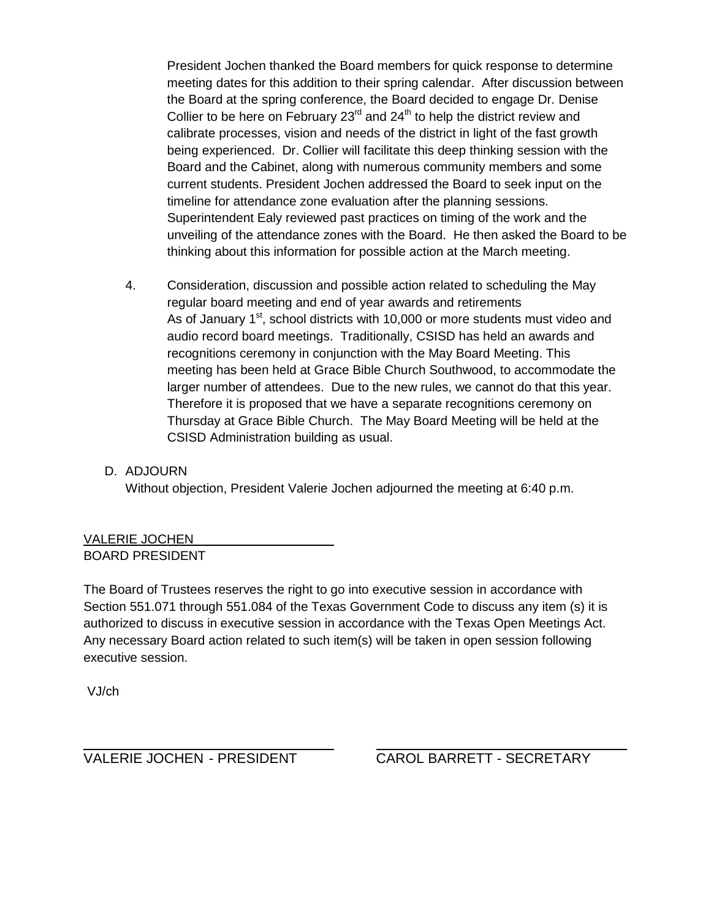President Jochen thanked the Board members for quick response to determine meeting dates for this addition to their spring calendar. After discussion between the Board at the spring conference, the Board decided to engage Dr. Denise Collier to be here on February 23rd and 24th to help the district review and calibrate processes, vision and needs of the district in light of the fast growth being experienced. Dr. Collier will facilitate this deep thinking session with the Board and the Cabinet, along with numerous community members and some current students. President Jochen addressed the Board to seek input on the timeline for attendance zone evaluation after the planning sessions. Superintendent Ealy reviewed past practices on timing of the work and the unveiling of the attendance zones with the Board. He then asked the Board to be thinking about this information for possible action at the March meeting.

4. Consideration, discussion and possible action related to scheduling the May regular board meeting and end of year awards and retirements
As of January 1st, school districts with 10,000 or more students must video and audio record board meetings. Traditionally, CSISD has held an awards and recognitions ceremony in conjunction with the May Board Meeting. This meeting has been held at Grace Bible Church Southwood, to accommodate the larger number of attendees. Due to the new rules, we cannot do that this year. Therefore it is proposed that we have a separate recognitions ceremony on Thursday at Grace Bible Church. The May Board Meeting will be held at the CSISD Administration building as usual.

D. ADJOURN
Without objection, President Valerie Jochen adjourned the meeting at 6:40 p.m.

VALERIE JOCHEN
BOARD PRESIDENT

The Board of Trustees reserves the right to go into executive session in accordance with Section 551.071 through 551.084 of the Texas Government Code to discuss any item (s) it is authorized to discuss in executive session in accordance with the Texas Open Meetings Act. Any necessary Board action related to such item(s) will be taken in open session following executive session.

VJ/ch

VALERIE JOCHEN - PRESIDENT

CAROL BARRETT - SECRETARY